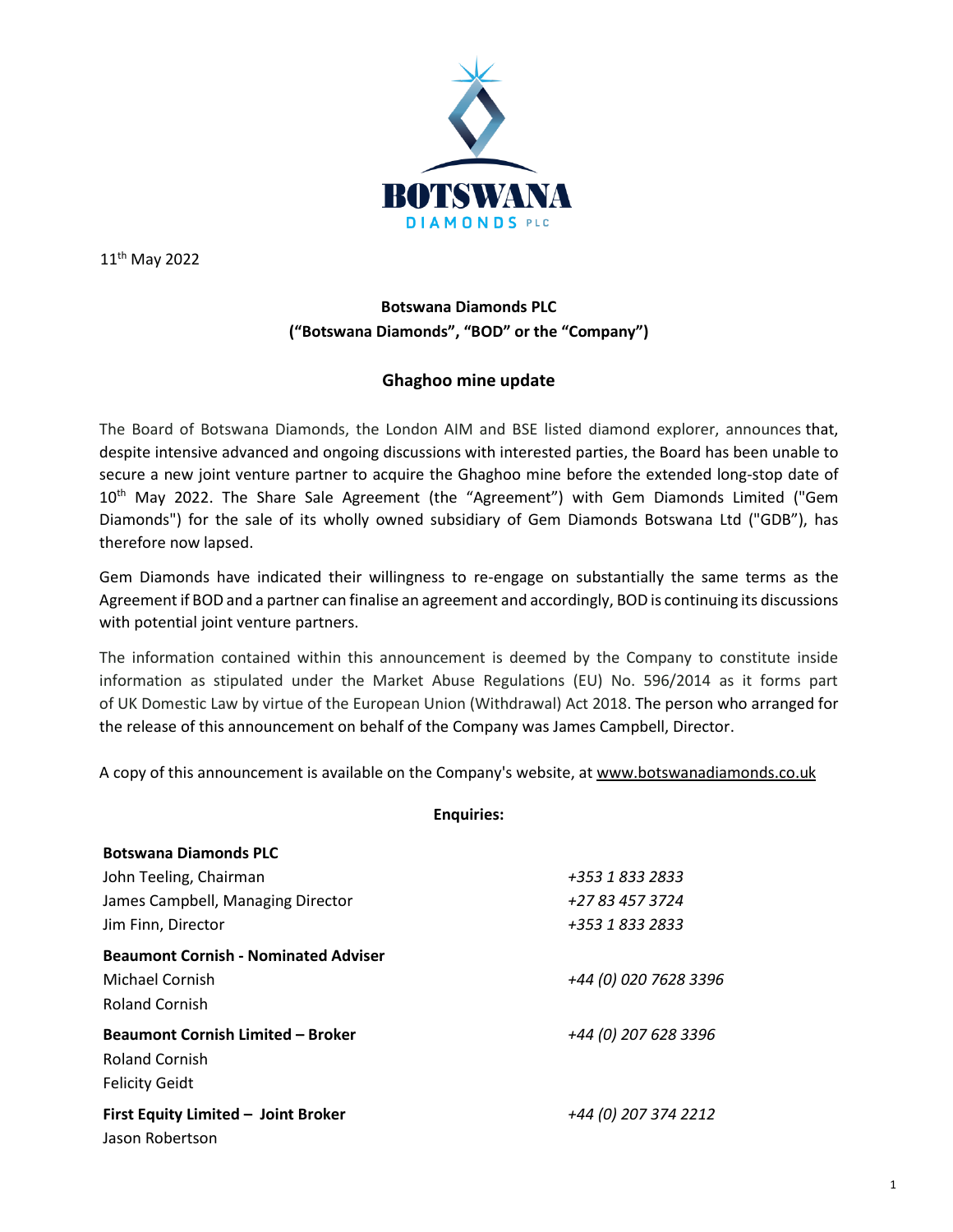11th May 2022

**Botswana Diamonds PLC**
**("Botswana Diamonds", "BOD" or the "Company")**

## Ghaghoo mine update

The Board of Botswana Diamonds, the London AIM and BSE listed diamond explorer, announces that, despite intensive advanced and ongoing discussions with interested parties, the Board has been unable to secure a new joint venture partner to acquire the Ghaghoo mine before the extended long-stop date of 10th May 2022. The Share Sale Agreement (the "Agreement") with Gem Diamonds Limited ("Gem Diamonds") for the sale of its wholly owned subsidiary of Gem Diamonds Botswana Ltd ("GDB"), has therefore now lapsed.

Gem Diamonds have indicated their willingness to re-engage on substantially the same terms as the Agreement if BOD and a partner can finalise an agreement and accordingly, BOD is continuing its discussions with potential joint venture partners.

The information contained within this announcement is deemed by the Company to constitute inside information as stipulated under the Market Abuse Regulations (EU) No. 596/2014 as it forms part of UK Domestic Law by virtue of the European Union (Withdrawal) Act 2018. The person who arranged for the release of this announcement on behalf of the Company was James Campbell, Director.

A copy of this announcement is available on the Company's website, at www.botswanadiamonds.co.uk

**Enquiries:**

| | |
|---|---|
| **Botswana Diamonds PLC** | |
| John Teeling, Chairman | *+353 1 833 2833* |
| James Campbell, Managing Director | *+27 83 457 3724* |
| Jim Finn, Director | *+353 1 833 2833* |
| **Beaumont Cornish - Nominated Adviser** | |
| Michael Cornish | *+44 (0) 020 7628 3396* |
| Roland Cornish | |
| **Beaumont Cornish Limited – Broker** | *+44 (0) 207 628 3396* |
| Roland Cornish | |
| Felicity Geidt | |
| **First Equity Limited – Joint Broker** | *+44 (0) 207 374 2212* |
| Jason Robertson | |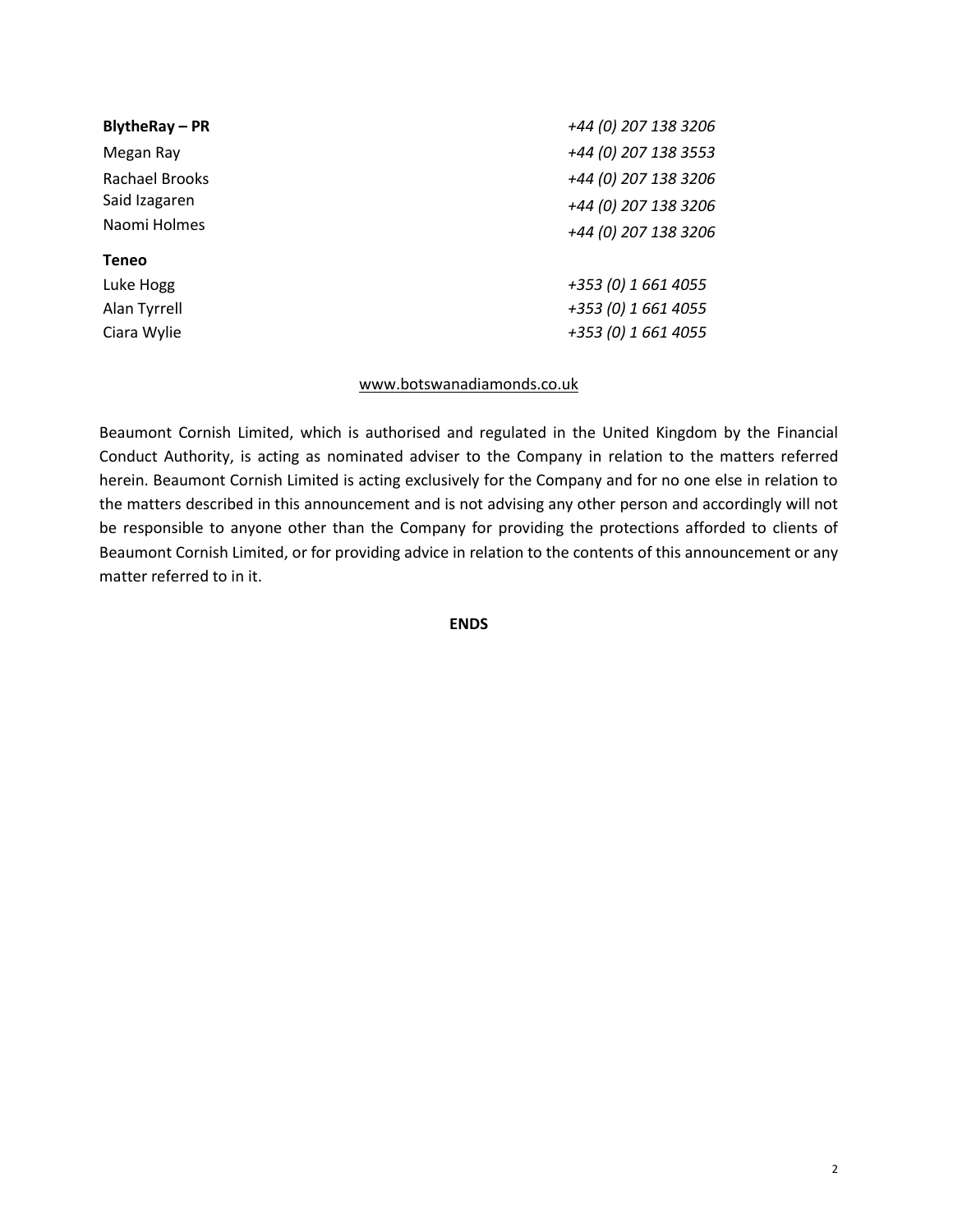| | |
|---|---|
| **BlytheRay – PR** | *+44 (0) 207 138 3206* |
| Megan Ray | *+44 (0) 207 138 3553* |
| Rachael Brooks | *+44 (0) 207 138 3206* |
| Said Izagaren | *+44 (0) 207 138 3206* |
| Naomi Holmes | *+44 (0) 207 138 3206* |
| **Teneo** | |
| Luke Hogg | *+353 (0) 1 661 4055* |
| Alan Tyrrell | *+353 (0) 1 661 4055* |
| Ciara Wylie | *+353 (0) 1 661 4055* |

www.botswanadiamonds.co.uk

Beaumont Cornish Limited, which is authorised and regulated in the United Kingdom by the Financial Conduct Authority, is acting as nominated adviser to the Company in relation to the matters referred herein. Beaumont Cornish Limited is acting exclusively for the Company and for no one else in relation to the matters described in this announcement and is not advising any other person and accordingly will not be responsible to anyone other than the Company for providing the protections afforded to clients of Beaumont Cornish Limited, or for providing advice in relation to the contents of this announcement or any matter referred to in it.

**ENDS**